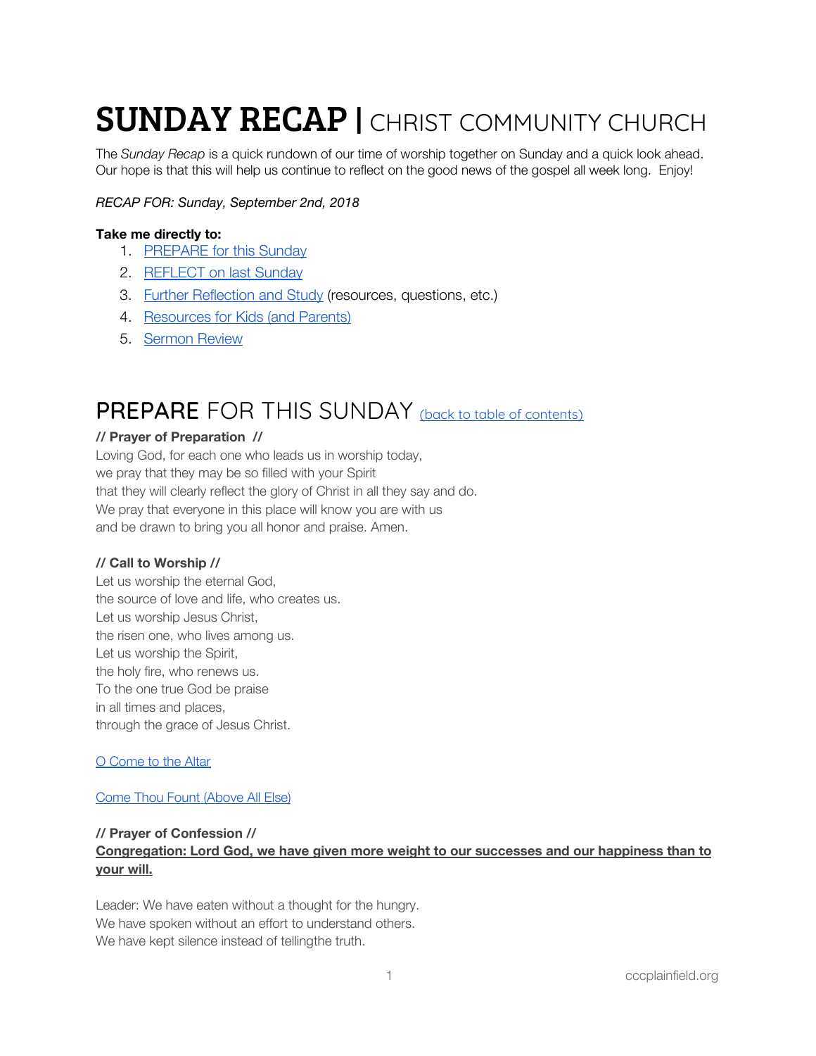# SUNDAY RECAP | CHRIST COMMUNITY CHURCH

The *Sunday Recap* is a quick rundown of our time of worship together on Sunday and a quick look ahead. Our hope is that this will help us continue to reflect on the good news of the gospel all week long. Enjoy!

*RECAP FOR: Sunday, September 2nd, 2018*

**Take me directly to:**

1. PREPARE for this Sunday
2. REFLECT on last Sunday
3. Further Reflection and Study (resources, questions, etc.)
4. Resources for Kids (and Parents)
5. Sermon Review

## PREPARE FOR THIS SUNDAY (back to table of contents)

**// Prayer of Preparation //**

Loving God, for each one who leads us in worship today,
we pray that they may be so filled with your Spirit
that they will clearly reflect the glory of Christ in all they say and do.
We pray that everyone in this place will know you are with us
and be drawn to bring you all honor and praise. Amen.

**// Call to Worship //**

Let us worship the eternal God,
the source of love and life, who creates us.
Let us worship Jesus Christ,
the risen one, who lives among us.
Let us worship the Spirit,
the holy fire, who renews us.
To the one true God be praise
in all times and places,
through the grace of Jesus Christ.

O Come to the Altar

Come Thou Fount (Above All Else)

**// Prayer of Confession //**

**Congregation: Lord God, we have given more weight to our successes and our happiness than to your will.**

Leader: We have eaten without a thought for the hungry.
We have spoken without an effort to understand others.
We have kept silence instead of tellingthe truth.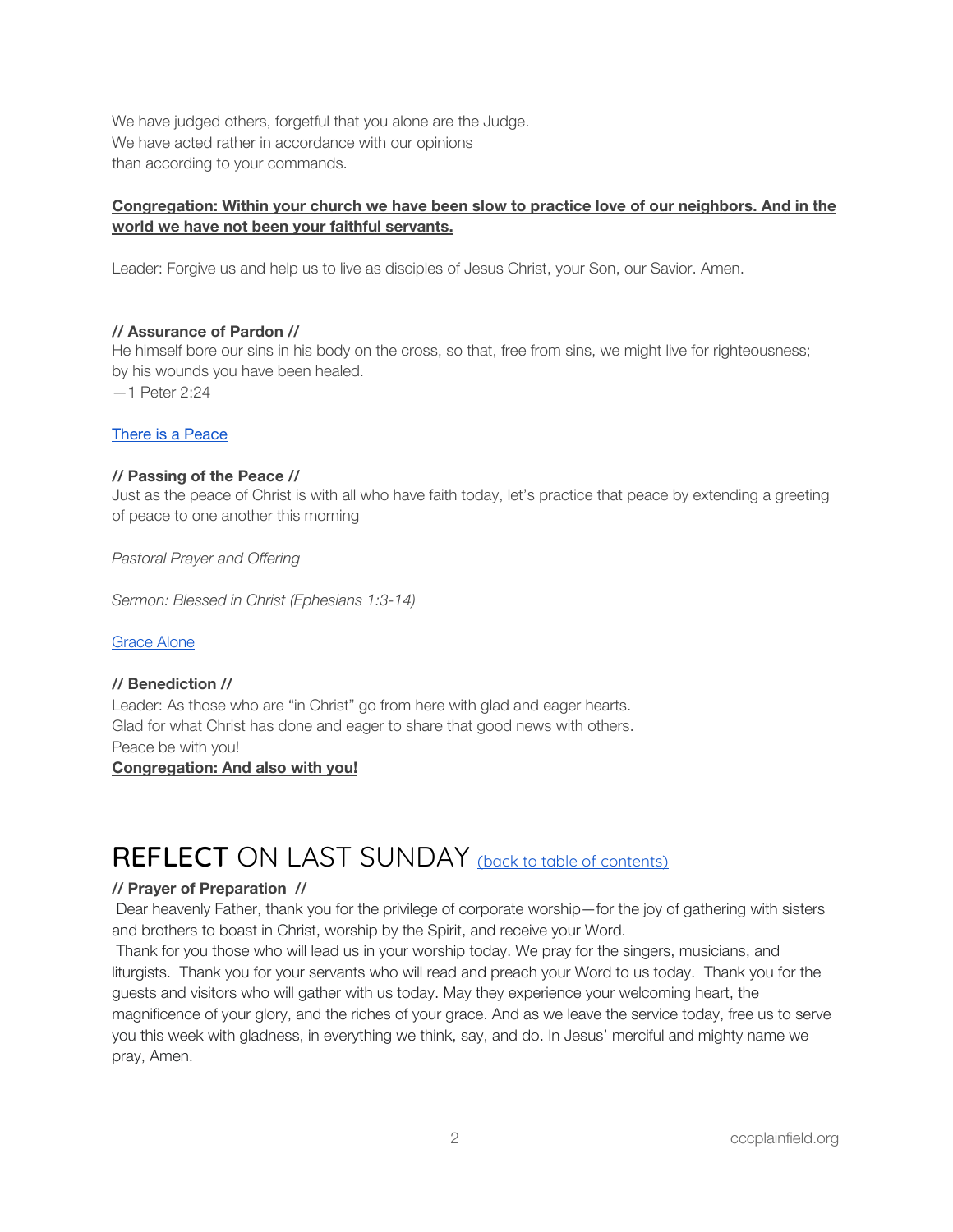We have judged others, forgetful that you alone are the Judge.
We have acted rather in accordance with our opinions
than according to your commands.

**Congregation: Within your church we have been slow to practice love of our neighbors. And in the world we have not been your faithful servants.**

Leader: Forgive us and help us to live as disciples of Jesus Christ, your Son, our Savior. Amen.

**// Assurance of Pardon //**
He himself bore our sins in his body on the cross, so that, free from sins, we might live for righteousness; by his wounds you have been healed.
—1 Peter 2:24

[There is a Peace]

**// Passing of the Peace //**
Just as the peace of Christ is with all who have faith today, let's practice that peace by extending a greeting of peace to one another this morning

*Pastoral Prayer and Offering*

*Sermon: Blessed in Christ (Ephesians 1:3-14)*

[Grace Alone]

**// Benediction //**
Leader: As those who are "in Christ" go from here with glad and eager hearts.
Glad for what Christ has done and eager to share that good news with others.
Peace be with you!
**Congregation: And also with you!**

# **REFLECT** ON LAST SUNDAY (back to table of contents)

**// Prayer of Preparation //**
Dear heavenly Father, thank you for the privilege of corporate worship—for the joy of gathering with sisters and brothers to boast in Christ, worship by the Spirit, and receive your Word.
Thank for you those who will lead us in your worship today. We pray for the singers, musicians, and liturgists. Thank you for your servants who will read and preach your Word to us today. Thank you for the guests and visitors who will gather with us today. May they experience your welcoming heart, the magnificence of your glory, and the riches of your grace. And as we leave the service today, free us to serve you this week with gladness, in everything we think, say, and do. In Jesus' merciful and mighty name we pray, Amen.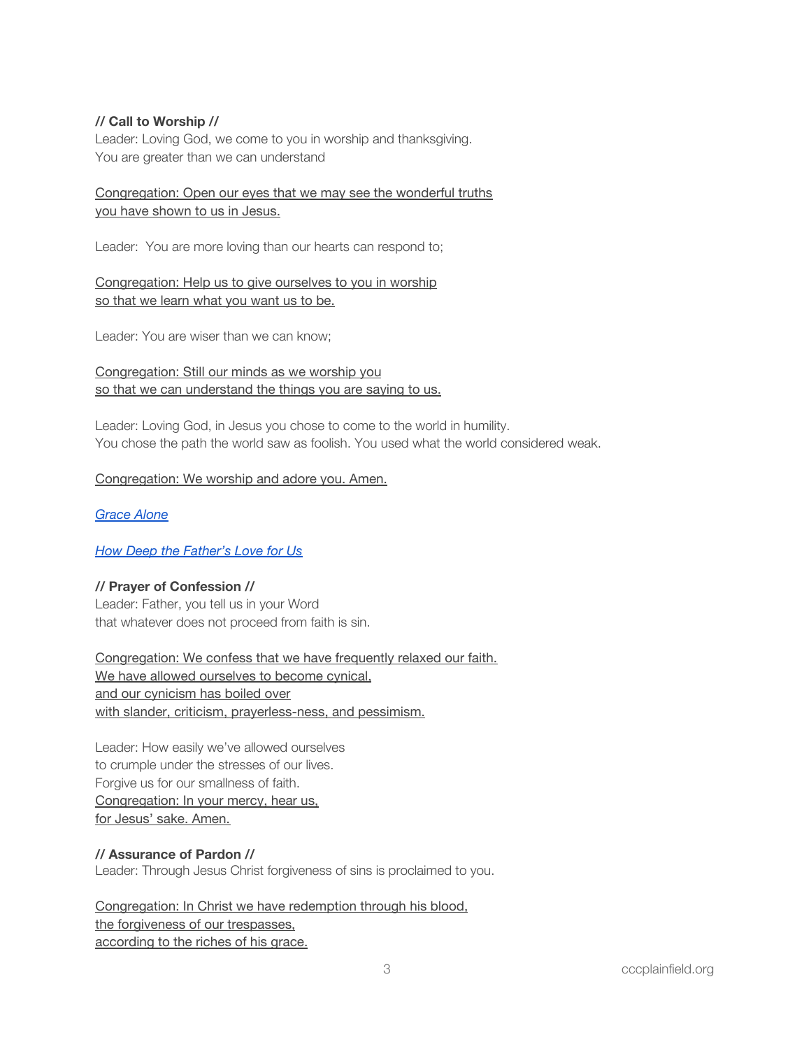**// Call to Worship //**
Leader: Loving God, we come to you in worship and thanksgiving.
You are greater than we can understand

<u>Congregation: Open our eyes that we may see the wonderful truths
you have shown to us in Jesus.</u>

Leader: You are more loving than our hearts can respond to;

<u>Congregation: Help us to give ourselves to you in worship
so that we learn what you want us to be.</u>

Leader: You are wiser than we can know;

<u>Congregation: Still our minds as we worship you
so that we can understand the things you are saying to us.</u>

Leader: Loving God, in Jesus you chose to come to the world in humility.
You chose the path the world saw as foolish. You used what the world considered weak.

<u>Congregation: We worship and adore you. Amen.</u>

*Grace Alone*

*How Deep the Father's Love for Us*

**// Prayer of Confession //**
Leader: Father, you tell us in your Word
that whatever does not proceed from faith is sin.

<u>Congregation: We confess that we have frequently relaxed our faith.
We have allowed ourselves to become cynical,
and our cynicism has boiled over
with slander, criticism, prayerless-ness, and pessimism.</u>

Leader: How easily we've allowed ourselves
to crumple under the stresses of our lives.
Forgive us for our smallness of faith.
<u>Congregation: In your mercy, hear us,
for Jesus' sake. Amen.</u>

**// Assurance of Pardon //**
Leader: Through Jesus Christ forgiveness of sins is proclaimed to you.

<u>Congregation: In Christ we have redemption through his blood,
the forgiveness of our trespasses,
according to the riches of his grace.</u>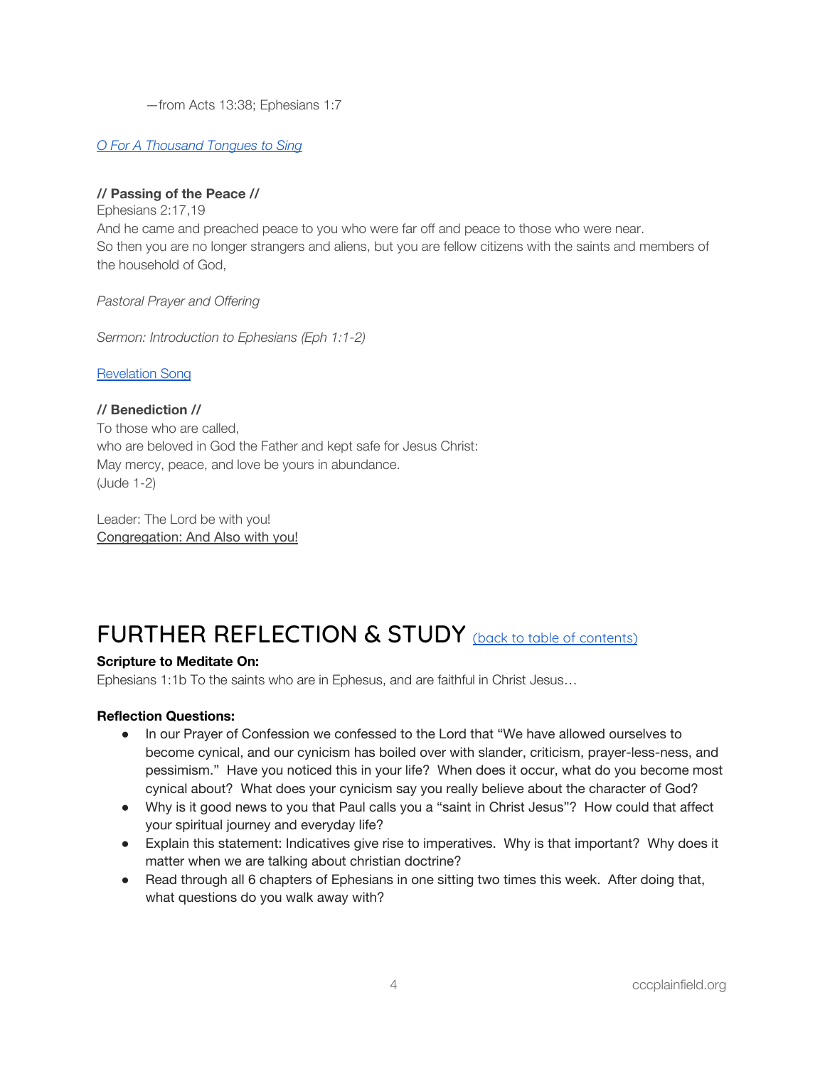—from Acts 13:38; Ephesians 1:7

*O For A Thousand Tongues to Sing*

**// Passing of the Peace //**
Ephesians 2:17,19
And he came and preached peace to you who were far off and peace to those who were near.
So then you are no longer strangers and aliens, but you are fellow citizens with the saints and members of the household of God,

*Pastoral Prayer and Offering*

*Sermon: Introduction to Ephesians (Eph 1:1-2)*

Revelation Song

**// Benediction //**
To those who are called,
who are beloved in God the Father and kept safe for Jesus Christ:
May mercy, peace, and love be yours in abundance.
(Jude 1-2)

Leader: The Lord be with you!
Congregation: And Also with you!

# FURTHER REFLECTION & STUDY (back to table of contents)

**Scripture to Meditate On:**
Ephesians 1:1b To the saints who are in Ephesus, and are faithful in Christ Jesus…

**Reflection Questions:**

- In our Prayer of Confession we confessed to the Lord that "We have allowed ourselves to become cynical, and our cynicism has boiled over with slander, criticism, prayer-less-ness, and pessimism." Have you noticed this in your life? When does it occur, what do you become most cynical about? What does your cynicism say you really believe about the character of God?
- Why is it good news to you that Paul calls you a "saint in Christ Jesus"? How could that affect your spiritual journey and everyday life?
- Explain this statement: Indicatives give rise to imperatives. Why is that important? Why does it matter when we are talking about christian doctrine?
- Read through all 6 chapters of Ephesians in one sitting two times this week. After doing that, what questions do you walk away with?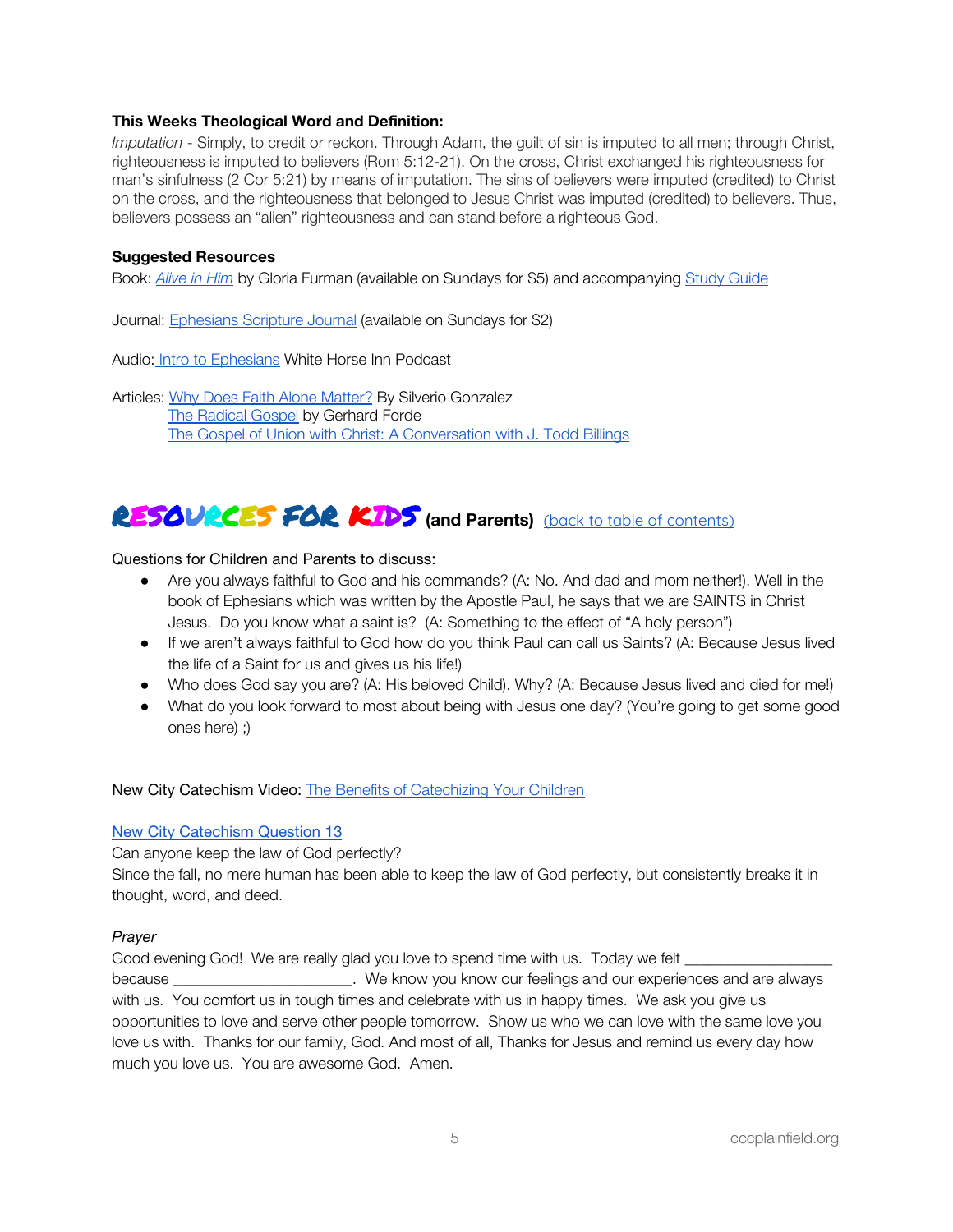**This Weeks Theological Word and Definition:**
*Imputation* - Simply, to credit or reckon. Through Adam, the guilt of sin is imputed to all men; through Christ, righteousness is imputed to believers (Rom 5:12-21). On the cross, Christ exchanged his righteousness for man's sinfulness (2 Cor 5:21) by means of imputation. The sins of believers were imputed (credited) to Christ on the cross, and the righteousness that belonged to Jesus Christ was imputed (credited) to believers. Thus, believers possess an "alien" righteousness and can stand before a righteous God.

**Suggested Resources**
Book: *Alive in Him* by Gloria Furman (available on Sundays for $5) and accompanying Study Guide

Journal: Ephesians Scripture Journal (available on Sundays for $2)

Audio: Intro to Ephesians White Horse Inn Podcast

Articles: Why Does Faith Alone Matter? By Silverio Gonzalez
The Radical Gospel by Gerhard Forde
The Gospel of Union with Christ: A Conversation with J. Todd Billings

## RESOURCES FOR KIDS (and Parents) (back to table of contents)

Questions for Children and Parents to discuss:

- Are you always faithful to God and his commands? (A: No. And dad and mom neither!). Well in the book of Ephesians which was written by the Apostle Paul, he says that we are SAINTS in Christ Jesus. Do you know what a saint is? (A: Something to the effect of "A holy person")
- If we aren't always faithful to God how do you think Paul can call us Saints? (A: Because Jesus lived the life of a Saint for us and gives us his life!)
- Who does God say you are? (A: His beloved Child). Why? (A: Because Jesus lived and died for me!)
- What do you look forward to most about being with Jesus one day? (You're going to get some good ones here) ;)

New City Catechism Video: The Benefits of Catechizing Your Children

New City Catechism Question 13
Can anyone keep the law of God perfectly?
Since the fall, no mere human has been able to keep the law of God perfectly, but consistently breaks it in thought, word, and deed.

*Prayer*
Good evening God! We are really glad you love to spend time with us. Today we felt __________________ because ______________________. We know you know our feelings and our experiences and are always with us. You comfort us in tough times and celebrate with us in happy times. We ask you give us opportunities to love and serve other people tomorrow. Show us who we can love with the same love you love us with. Thanks for our family, God. And most of all, Thanks for Jesus and remind us every day how much you love us. You are awesome God. Amen.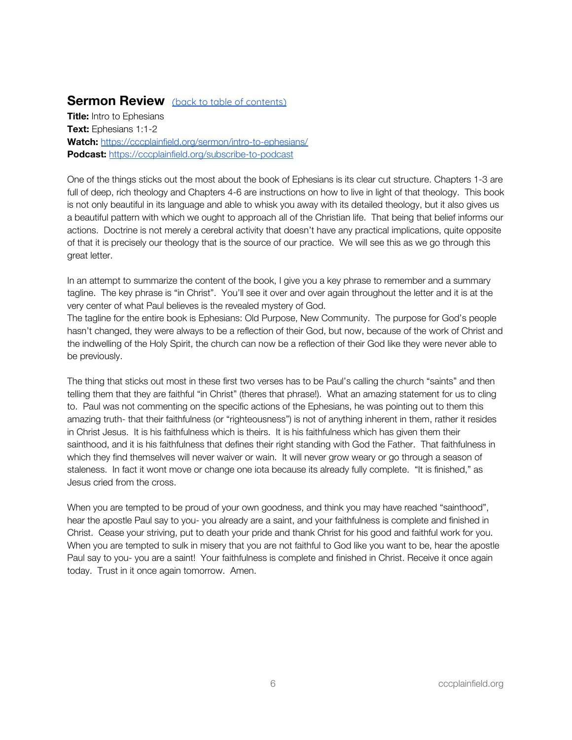## Sermon Review [(back to table of contents)]

**Title:** Intro to Ephesians
**Text:** Ephesians 1:1-2
**Watch:** https://cccplainfield.org/sermon/intro-to-ephesians/
**Podcast:** https://cccplainfield.org/subscribe-to-podcast

One of the things sticks out the most about the book of Ephesians is its clear cut structure. Chapters 1-3 are full of deep, rich theology and Chapters 4-6 are instructions on how to live in light of that theology. This book is not only beautiful in its language and able to whisk you away with its detailed theology, but it also gives us a beautiful pattern with which we ought to approach all of the Christian life. That being that belief informs our actions. Doctrine is not merely a cerebral activity that doesn't have any practical implications, quite opposite of that it is precisely our theology that is the source of our practice. We will see this as we go through this great letter.

In an attempt to summarize the content of the book, I give you a key phrase to remember and a summary tagline. The key phrase is "in Christ". You'll see it over and over again throughout the letter and it is at the very center of what Paul believes is the revealed mystery of God.
The tagline for the entire book is Ephesians: Old Purpose, New Community. The purpose for God's people hasn't changed, they were always to be a reflection of their God, but now, because of the work of Christ and the indwelling of the Holy Spirit, the church can now be a reflection of their God like they were never able to be previously.

The thing that sticks out most in these first two verses has to be Paul's calling the church "saints" and then telling them that they are faithful "in Christ" (theres that phrase!). What an amazing statement for us to cling to. Paul was not commenting on the specific actions of the Ephesians, he was pointing out to them this amazing truth- that their faithfulness (or "righteousness") is not of anything inherent in them, rather it resides in Christ Jesus. It is his faithfulness which is theirs. It is his faithfulness which has given them their sainthood, and it is his faithfulness that defines their right standing with God the Father. That faithfulness in which they find themselves will never waiver or wain. It will never grow weary or go through a season of staleness. In fact it wont move or change one iota because its already fully complete. "It is finished," as Jesus cried from the cross.

When you are tempted to be proud of your own goodness, and think you may have reached "sainthood", hear the apostle Paul say to you- you already are a saint, and your faithfulness is complete and finished in Christ. Cease your striving, put to death your pride and thank Christ for his good and faithful work for you. When you are tempted to sulk in misery that you are not faithful to God like you want to be, hear the apostle Paul say to you- you are a saint! Your faithfulness is complete and finished in Christ. Receive it once again today. Trust in it once again tomorrow. Amen.